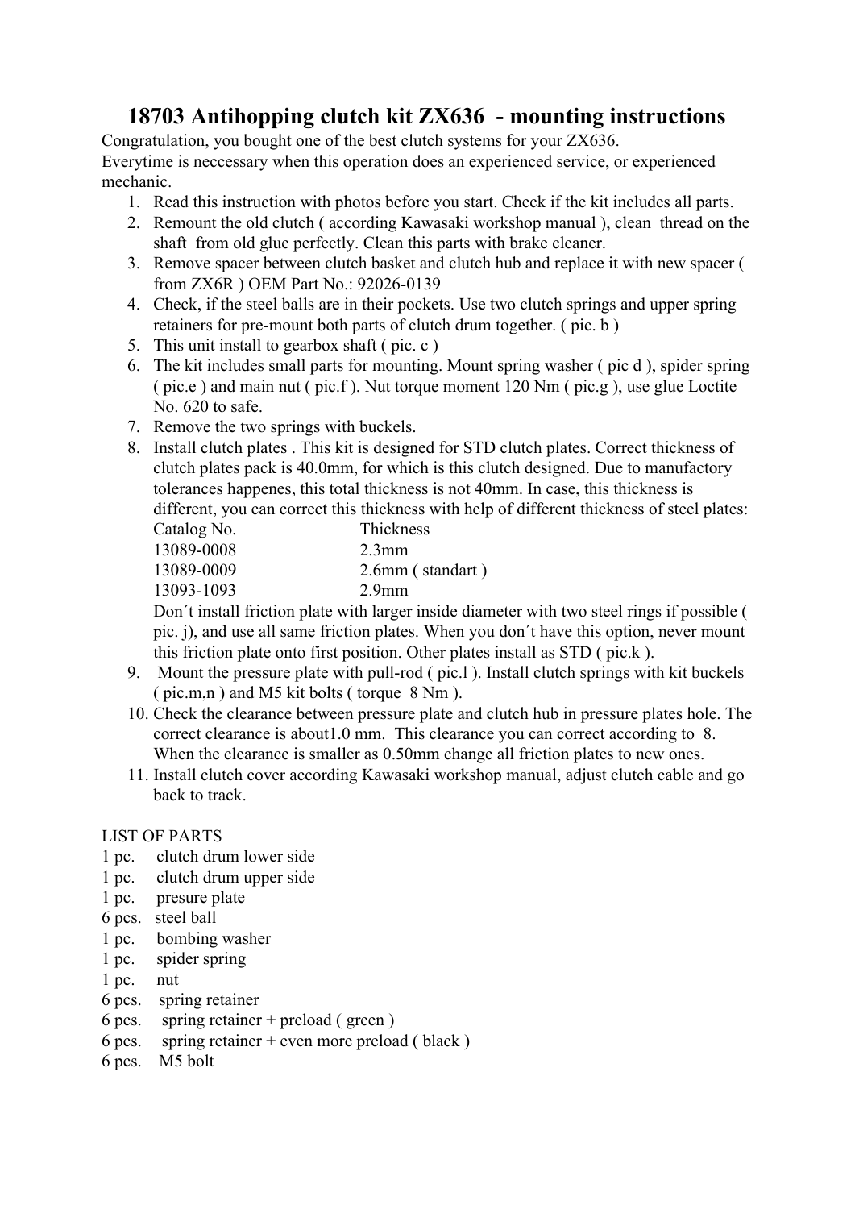# 18703 Antihopping clutch kit ZX636 - mounting instructions

Congratulation, you bought one of the best clutch systems for your ZX636.
Everytime is neccessary when this operation does an experienced service, or experienced mechanic.

1. Read this instruction with photos before you start. Check if the kit includes all parts.
2. Remount the old clutch ( according Kawasaki workshop manual ), clean thread on the shaft from old glue perfectly. Clean this parts with brake cleaner.
3. Remove spacer between clutch basket and clutch hub and replace it with new spacer ( from ZX6R ) OEM Part No.: 92026-0139
4. Check, if the steel balls are in their pockets. Use two clutch springs and upper spring retainers for pre-mount both parts of clutch drum together. ( pic. b )
5. This unit install to gearbox shaft ( pic. c )
6. The kit includes small parts for mounting. Mount spring washer ( pic d ), spider spring ( pic.e ) and main nut ( pic.f ). Nut torque moment 120 Nm ( pic.g ), use glue Loctite No. 620 to safe.
7. Remove the two springs with buckels.
8. Install clutch plates . This kit is designed for STD clutch plates. Correct thickness of clutch plates pack is 40.0mm, for which is this clutch designed. Due to manufactory tolerances happenes, this total thickness is not 40mm. In case, this thickness is different, you can correct this thickness with help of different thickness of steel plates:

   | Catalog No. | Thickness |
   |---|---|
   | 13089-0008 | 2.3mm |
   | 13089-0009 | 2.6mm ( standart ) |
   | 13093-1093 | 2.9mm |

   Don´t install friction plate with larger inside diameter with two steel rings if possible ( pic. j), and use all same friction plates. When you don´t have this option, never mount this friction plate onto first position. Other plates install as STD ( pic.k ).
9. Mount the pressure plate with pull-rod ( pic.l ). Install clutch springs with kit buckels ( pic.m,n ) and M5 kit bolts ( torque 8 Nm ).
10. Check the clearance between pressure plate and clutch hub in pressure plates hole. The correct clearance is about1.0 mm. This clearance you can correct according to 8. When the clearance is smaller as 0.50mm change all friction plates to new ones.
11. Install clutch cover according Kawasaki workshop manual, adjust clutch cable and go back to track.

LIST OF PARTS

1 pc. clutch drum lower side
1 pc. clutch drum upper side
1 pc. presure plate
6 pcs. steel ball
1 pc. bombing washer
1 pc. spider spring
1 pc. nut
6 pcs. spring retainer
6 pcs. spring retainer + preload ( green )
6 pcs. spring retainer + even more preload ( black )
6 pcs. M5 bolt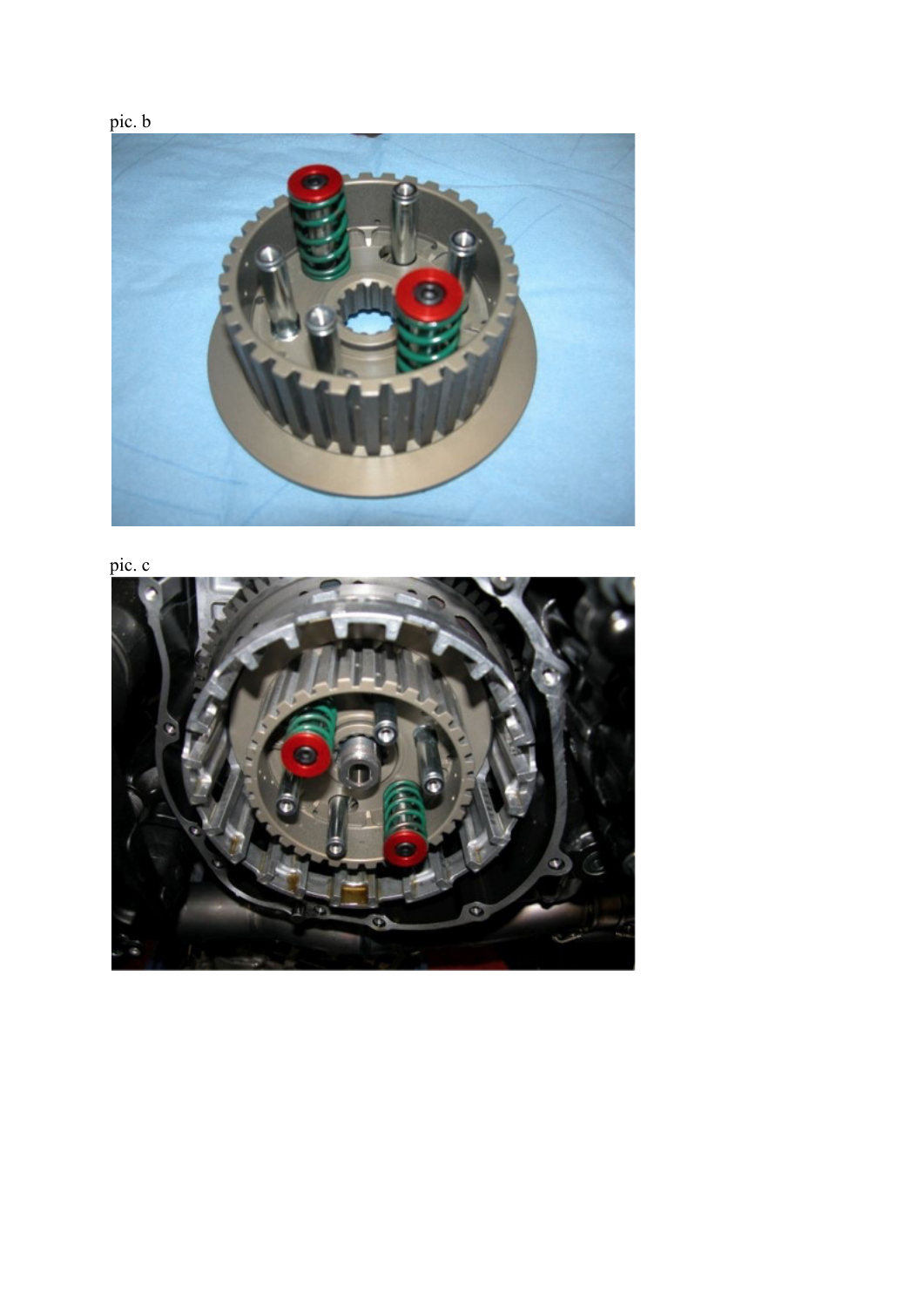pic. b

pic. c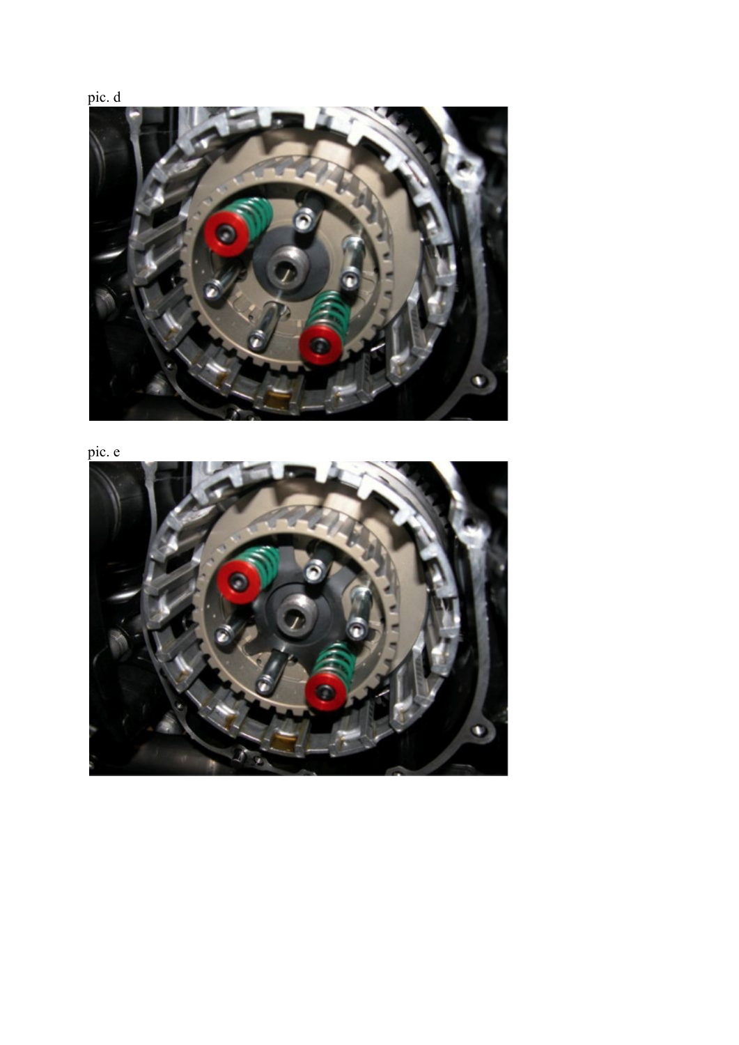pic. d

pic. e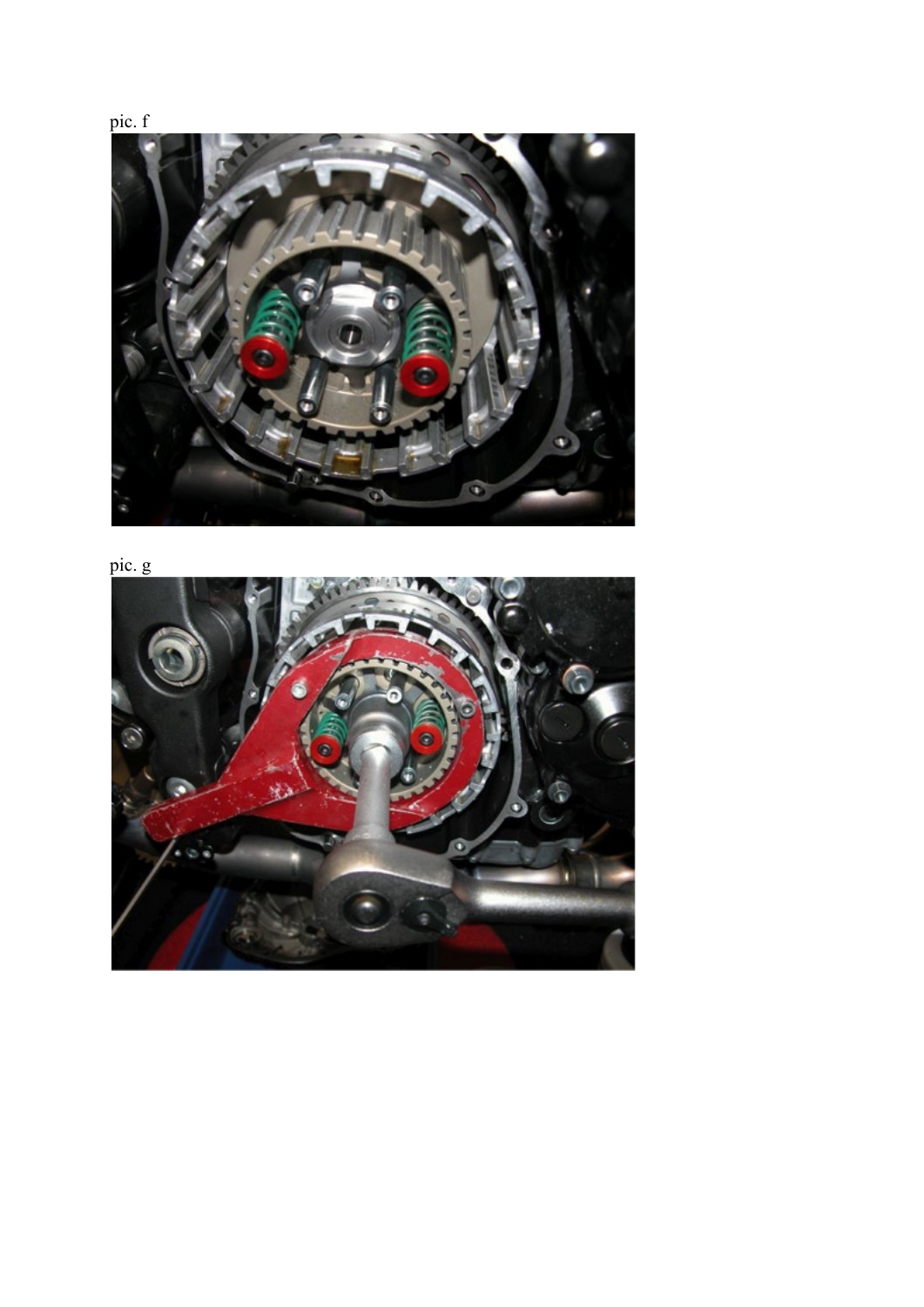pic. f

pic. g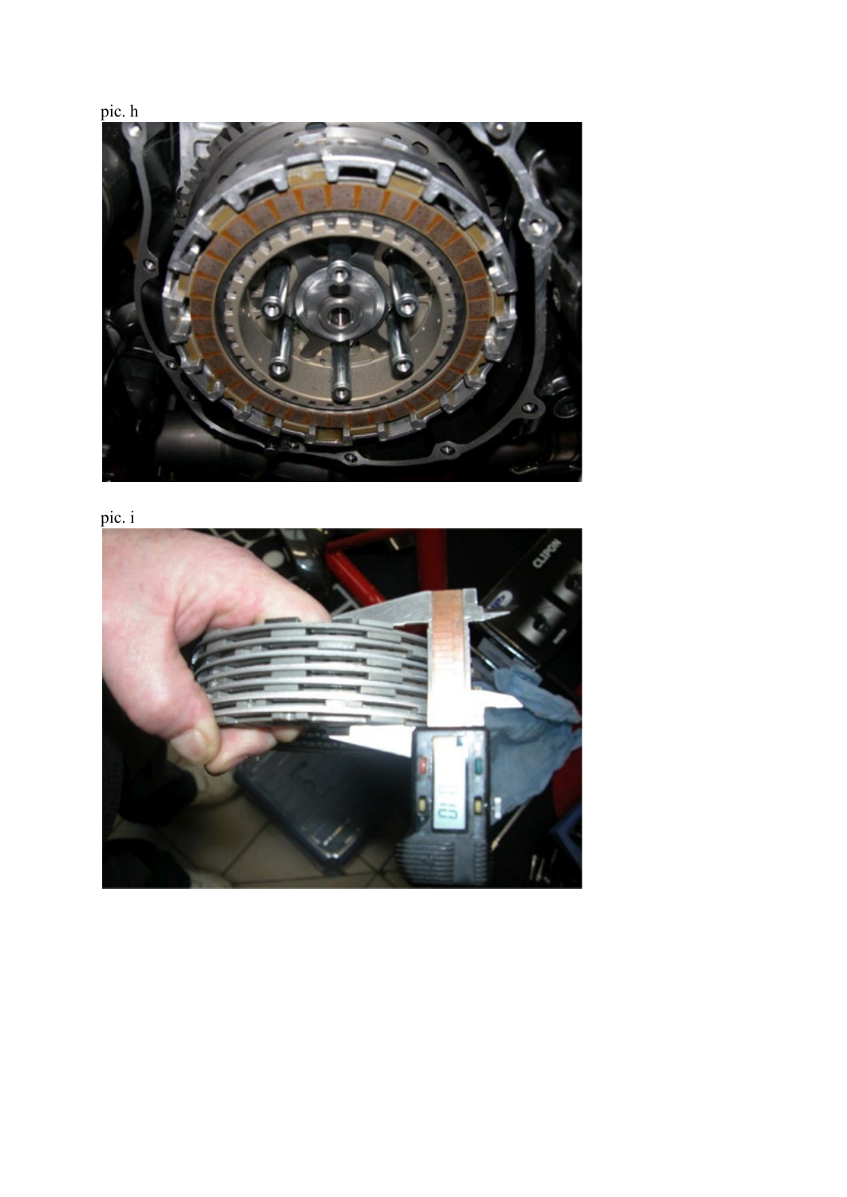pic. h

pic. i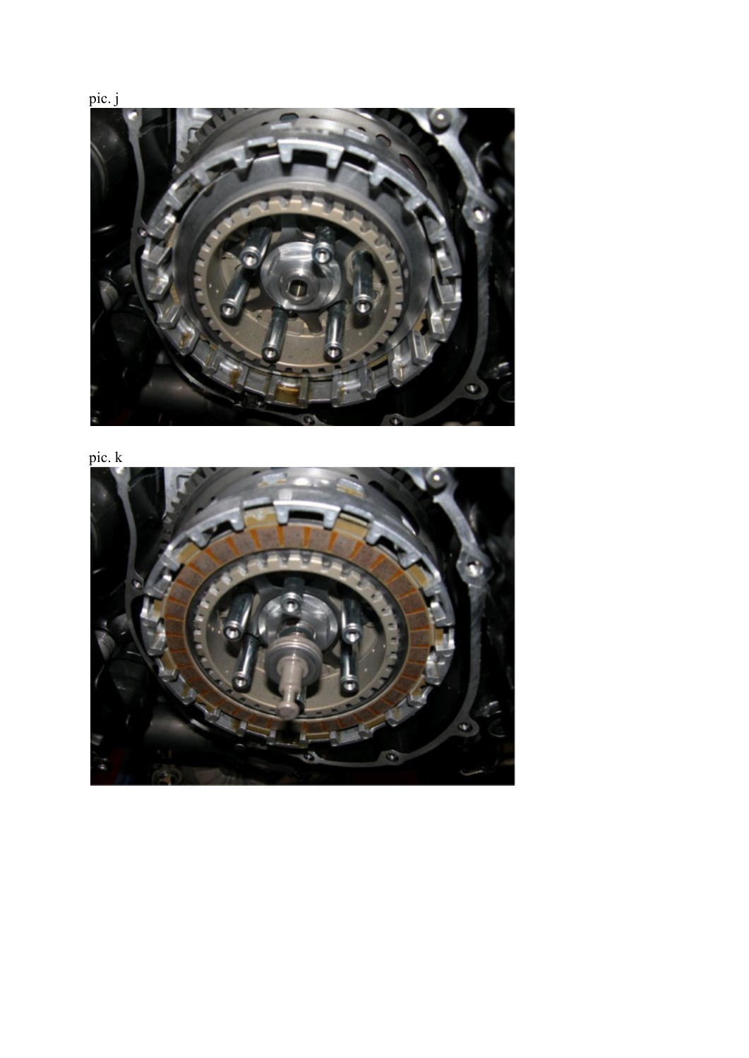pic. j

pic. k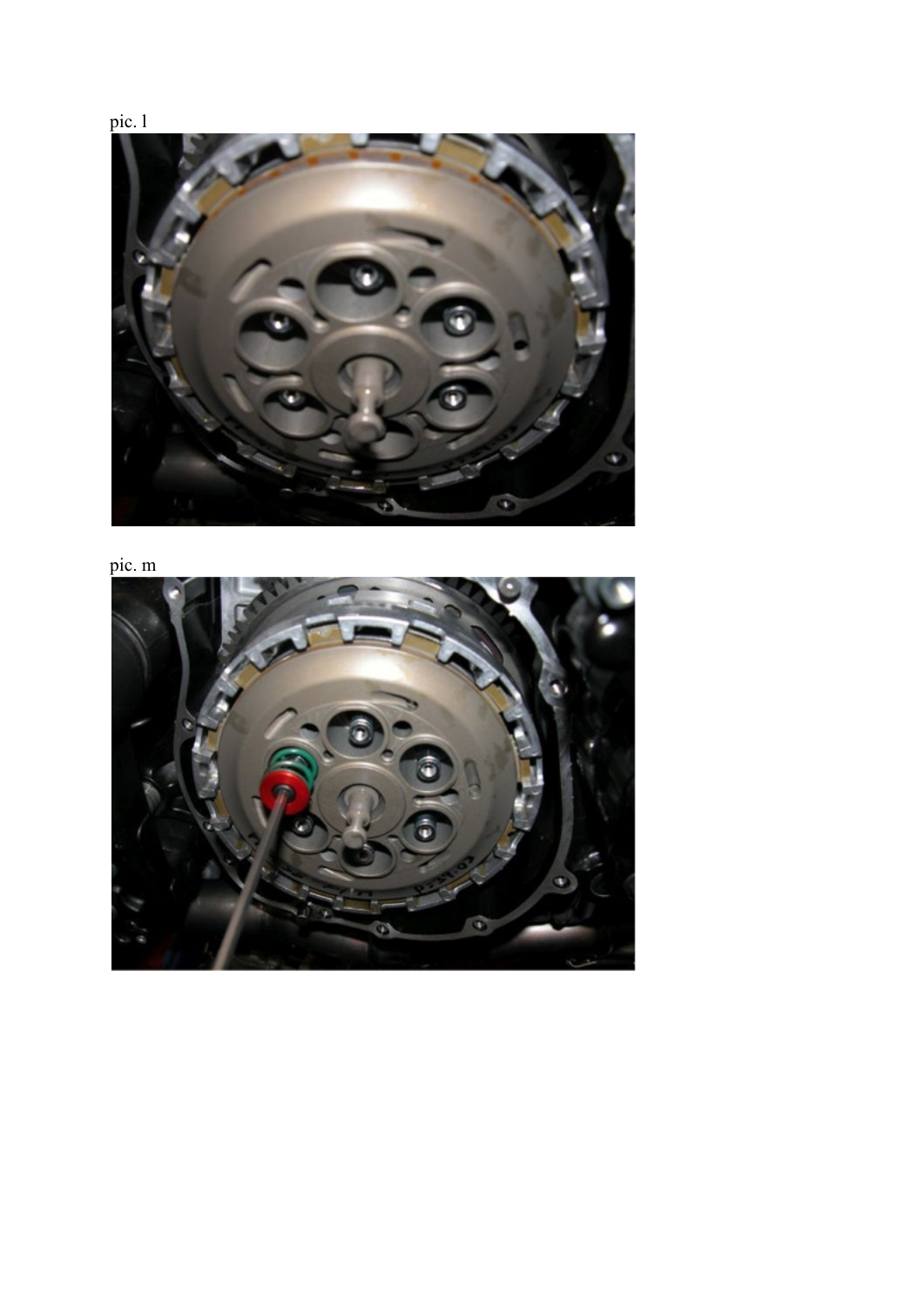pic. l

pic. m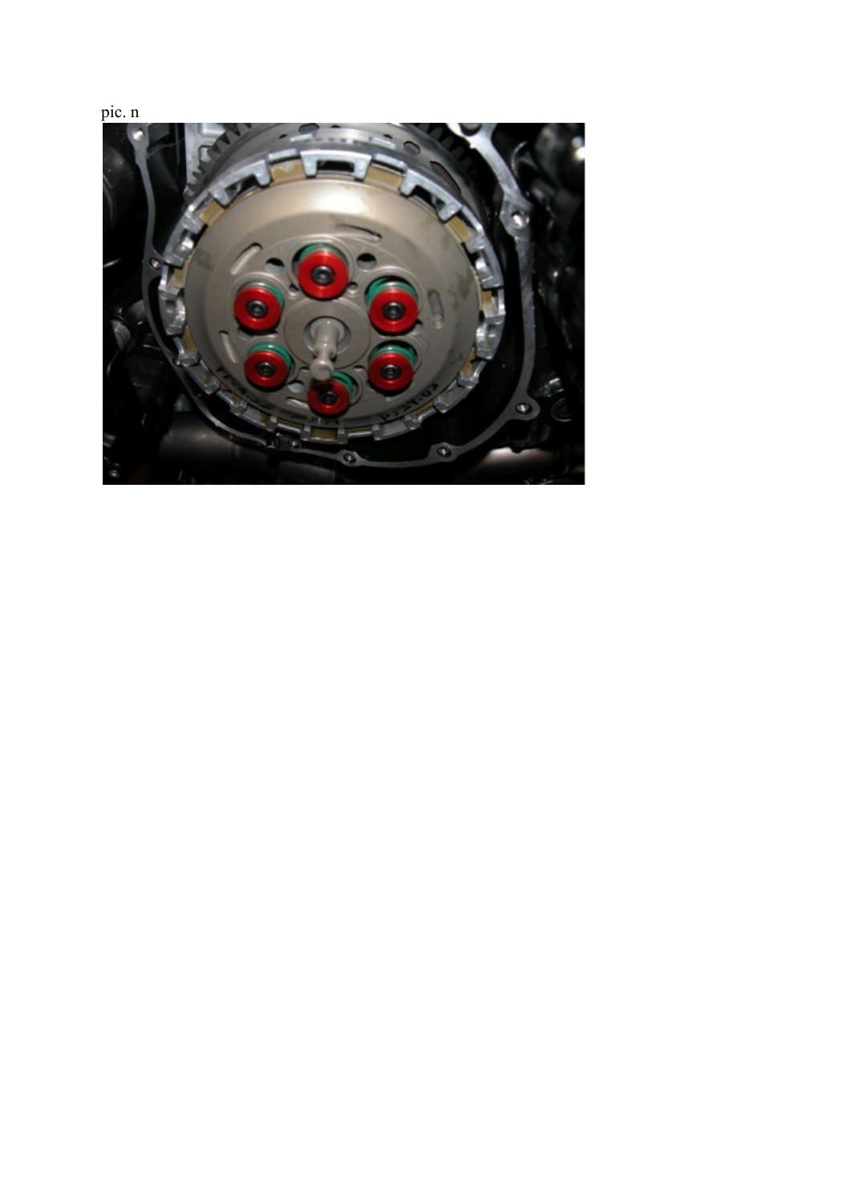pic. n